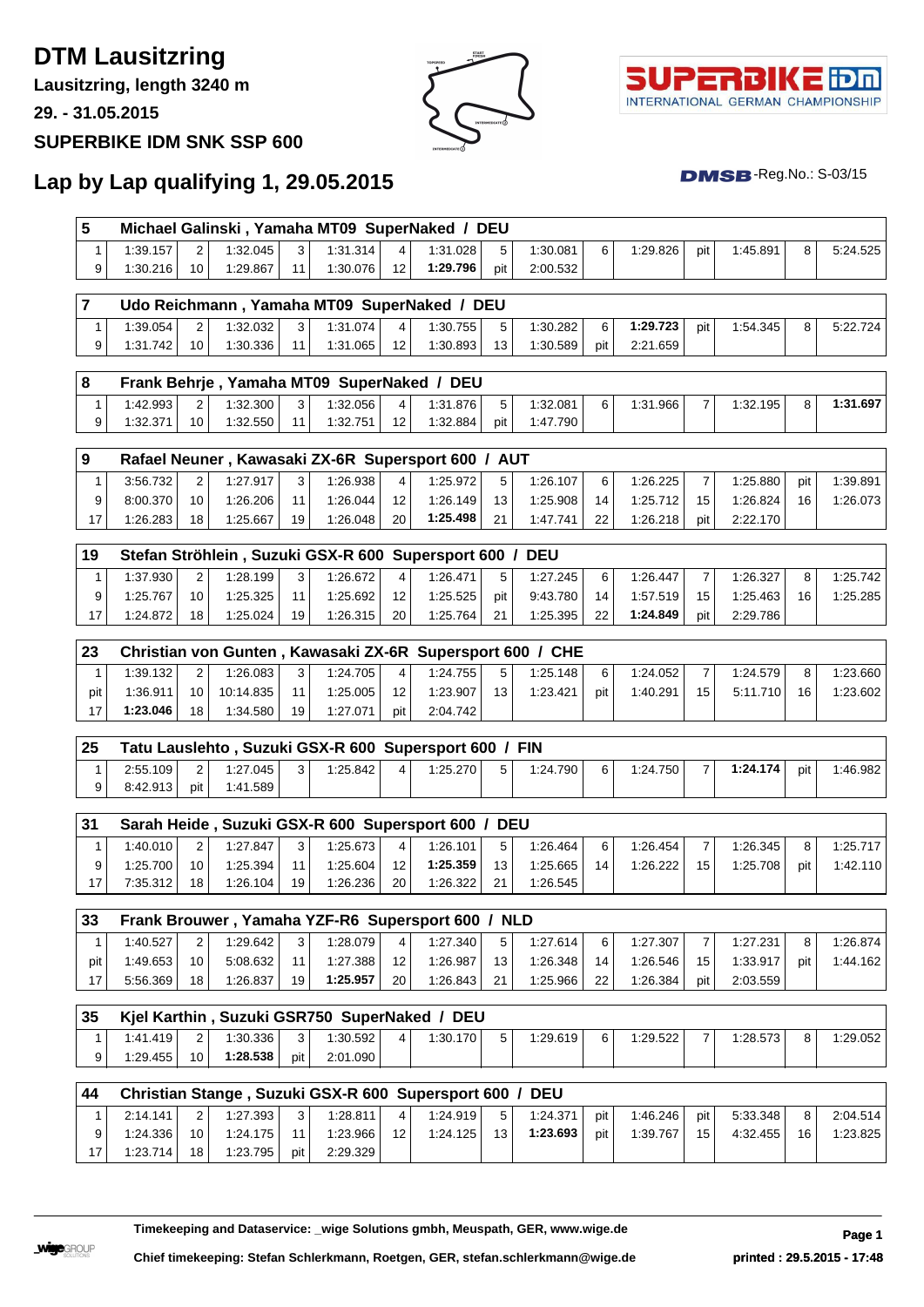# DTM Lausitzring

**Lausitzring, length 3240 m**

**29. - 31.05.2015**

**SUPERBIKE IDM SNK SSP 600**

## Lap by Lap qualifying 1, 29.05.2015

DMSB-Reg.No.: S-03/15

| 5 | Michael Galinski , Yamaha MT09 SuperNaked / DEU | | | | | | | | | | | | | | |
|---|---|---|---|---|---|---|---|---|---|---|---|---|---|---|---|
| 1 | 1:39.157 | 2 | 1:32.045 | 3 | 1:31.314 | 4 | 1:31.028 | 5 | 1:30.081 | 6 | 1:29.826 | pit | 1:45.891 | 8 | 5:24.525 |
| 9 | 1:30.216 | 10 | 1:29.867 | 11 | 1:30.076 | 12 | **1:29.796** | pit | 2:00.532 | | | | | | |

| 7 | Udo Reichmann , Yamaha MT09 SuperNaked / DEU | | | | | | | | | | | | | | |
|---|---|---|---|---|---|---|---|---|---|---|---|---|---|---|---|
| 1 | 1:39.054 | 2 | 1:32.032 | 3 | 1:31.074 | 4 | 1:30.755 | 5 | 1:30.282 | 6 | **1:29.723** | pit | 1:54.345 | 8 | 5:22.724 |
| 9 | 1:31.742 | 10 | 1:30.336 | 11 | 1:31.065 | 12 | 1:30.893 | 13 | 1:30.589 | pit | 2:21.659 | | | | |

| 8 | Frank Behrje , Yamaha MT09 SuperNaked / DEU | | | | | | | | | | | | | | |
|---|---|---|---|---|---|---|---|---|---|---|---|---|---|---|---|
| 1 | 1:42.993 | 2 | 1:32.300 | 3 | 1:32.056 | 4 | 1:31.876 | 5 | 1:32.081 | 6 | 1:31.966 | 7 | 1:32.195 | 8 | **1:31.697** |
| 9 | 1:32.371 | 10 | 1:32.550 | 11 | 1:32.751 | 12 | 1:32.884 | pit | 1:47.790 | | | | | | |

| 9 | Rafael Neuner , Kawasaki ZX-6R Supersport 600 / AUT | | | | | | | | | | | | | | |
|---|---|---|---|---|---|---|---|---|---|---|---|---|---|---|---|
| 1 | 3:56.732 | 2 | 1:27.917 | 3 | 1:26.938 | 4 | 1:25.972 | 5 | 1:26.107 | 6 | 1:26.225 | 7 | 1:25.880 | pit | 1:39.891 |
| 9 | 8:00.370 | 10 | 1:26.206 | 11 | 1:26.044 | 12 | 1:26.149 | 13 | 1:25.908 | 14 | 1:25.712 | 15 | 1:26.824 | 16 | 1:26.073 |
| 17 | 1:26.283 | 18 | 1:25.667 | 19 | 1:26.048 | 20 | **1:25.498** | 21 | 1:47.741 | 22 | 1:26.218 | pit | 2:22.170 | | |

| 19 | Stefan Ströhlein , Suzuki GSX-R 600 Supersport 600 / DEU | | | | | | | | | | | | | | |
|---|---|---|---|---|---|---|---|---|---|---|---|---|---|---|---|
| 1 | 1:37.930 | 2 | 1:28.199 | 3 | 1:26.672 | 4 | 1:26.471 | 5 | 1:27.245 | 6 | 1:26.447 | 7 | 1:26.327 | 8 | 1:25.742 |
| 9 | 1:25.767 | 10 | 1:25.325 | 11 | 1:25.692 | 12 | 1:25.525 | pit | 9:43.780 | 14 | 1:57.519 | 15 | 1:25.463 | 16 | 1:25.285 |
| 17 | 1:24.872 | 18 | 1:25.024 | 19 | 1:26.315 | 20 | 1:25.764 | 21 | 1:25.395 | 22 | **1:24.849** | pit | 2:29.786 | | |

| 23 | Christian von Gunten , Kawasaki ZX-6R Supersport 600 / CHE | | | | | | | | | | | | | | |
|---|---|---|---|---|---|---|---|---|---|---|---|---|---|---|---|
| 1 | 1:39.132 | 2 | 1:26.083 | 3 | 1:24.705 | 4 | 1:24.755 | 5 | 1:25.148 | 6 | 1:24.052 | 7 | 1:24.579 | 8 | 1:23.660 |
| pit | 1:36.911 | 10 | 10:14.835 | 11 | 1:25.005 | 12 | 1:23.907 | 13 | 1:23.421 | pit | 1:40.291 | 15 | 5:11.710 | 16 | 1:23.602 |
| 17 | **1:23.046** | 18 | 1:34.580 | 19 | 1:27.071 | pit | 2:04.742 | | | | | | | | |

| 25 | Tatu Lauslehto , Suzuki GSX-R 600 Supersport 600 / FIN | | | | | | | | | | | | | | |
|---|---|---|---|---|---|---|---|---|---|---|---|---|---|---|---|
| 1 | 2:55.109 | 2 | 1:27.045 | 3 | 1:25.842 | 4 | 1:25.270 | 5 | 1:24.790 | 6 | 1:24.750 | 7 | **1:24.174** | pit | 1:46.982 |
| 9 | 8:42.913 | pit | 1:41.589 | | | | | | | | | | | | |

| 31 | Sarah Heide , Suzuki GSX-R 600 Supersport 600 / DEU | | | | | | | | | | | | | | |
|---|---|---|---|---|---|---|---|---|---|---|---|---|---|---|---|
| 1 | 1:40.010 | 2 | 1:27.847 | 3 | 1:25.673 | 4 | 1:26.101 | 5 | 1:26.464 | 6 | 1:26.454 | 7 | 1:26.345 | 8 | 1:25.717 |
| 9 | 1:25.700 | 10 | 1:25.394 | 11 | 1:25.604 | 12 | **1:25.359** | 13 | 1:25.665 | 14 | 1:26.222 | 15 | 1:25.708 | pit | 1:42.110 |
| 17 | 7:35.312 | 18 | 1:26.104 | 19 | 1:26.236 | 20 | 1:26.322 | 21 | 1:26.545 | | | | | | |

| 33 | Frank Brouwer , Yamaha YZF-R6 Supersport 600 / NLD | | | | | | | | | | | | | | |
|---|---|---|---|---|---|---|---|---|---|---|---|---|---|---|---|
| 1 | 1:40.527 | 2 | 1:29.642 | 3 | 1:28.079 | 4 | 1:27.340 | 5 | 1:27.614 | 6 | 1:27.307 | 7 | 1:27.231 | 8 | 1:26.874 |
| pit | 1:49.653 | 10 | 5:08.632 | 11 | 1:27.388 | 12 | 1:26.987 | 13 | 1:26.348 | 14 | 1:26.546 | 15 | 1:33.917 | pit | 1:44.162 |
| 17 | 5:56.369 | 18 | 1:26.837 | 19 | **1:25.957** | 20 | 1:26.843 | 21 | 1:25.966 | 22 | 1:26.384 | pit | 2:03.559 | | |

| 35 | Kjel Karthin , Suzuki GSR750 SuperNaked / DEU | | | | | | | | | | | | | | |
|---|---|---|---|---|---|---|---|---|---|---|---|---|---|---|---|
| 1 | 1:41.419 | 2 | 1:30.336 | 3 | 1:30.592 | 4 | 1:30.170 | 5 | 1:29.619 | 6 | 1:29.522 | 7 | 1:28.573 | 8 | 1:29.052 |
| 9 | 1:29.455 | 10 | **1:28.538** | pit | 2:01.090 | | | | | | | | | | |

| 44 | Christian Stange , Suzuki GSX-R 600 Supersport 600 / DEU | | | | | | | | | | | | | | |
|---|---|---|---|---|---|---|---|---|---|---|---|---|---|---|---|
| 1 | 2:14.141 | 2 | 1:27.393 | 3 | 1:28.811 | 4 | 1:24.919 | 5 | 1:24.371 | pit | 1:46.246 | pit | 5:33.348 | 8 | 2:04.514 |
| 9 | 1:24.336 | 10 | 1:24.175 | 11 | 1:23.966 | 12 | 1:24.125 | 13 | **1:23.693** | pit | 1:39.767 | 15 | 4:32.455 | 16 | 1:23.825 |
| 17 | 1:23.714 | 18 | 1:23.795 | pit | 2:29.329 | | | | | | | | | | |

**Timekeeping and Dataservice: _wige Solutions gmbh, Meuspath, GER, www.wige.de**

**Chief timekeeping: Stefan Schlerkmann, Roetgen, GER, stefan.schlerkmann@wige.de**

**printed : 29.5.2015 - 17:48**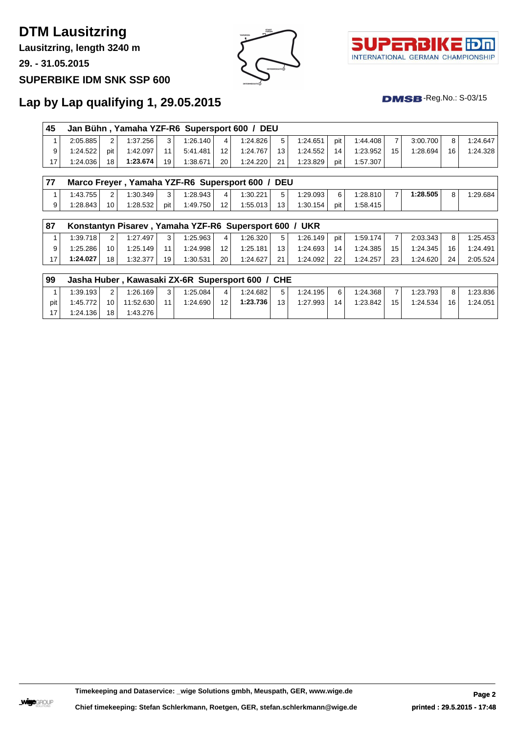# DTM Lausitzring

**Lausitzring, length 3240 m**

**29. - 31.05.2015**

**SUPERBIKE IDM SNK SSP 600**

## Lap by Lap qualifying 1, 29.05.2015

-Reg.No.: S-03/15

**45 Jan Bühn , Yamaha YZF-R6 Supersport 600 / DEU**

| | | | | | | | | | | | | | | | |
|---|---|---|---|---|---|---|---|---|---|---|---|---|---|---|---|
| 1 | 2:05.885 | 2 | 1:37.256 | 3 | 1:26.140 | 4 | 1:24.826 | 5 | 1:24.651 | pit | 1:44.408 | 7 | 3:00.700 | 8 | 1:24.647 |
| 9 | 1:24.522 | pit | 1:42.097 | 11 | 5:41.481 | 12 | 1:24.767 | 13 | 1:24.552 | 14 | 1:23.952 | 15 | 1:28.694 | 16 | 1:24.328 |
| 17 | 1:24.036 | 18 | **1:23.674** | 19 | 1:38.671 | 20 | 1:24.220 | 21 | 1:23.829 | pit | 1:57.307 | | | | |

**77 Marco Freyer , Yamaha YZF-R6 Supersport 600 / DEU**

| | | | | | | | | | | | | | | | |
|---|---|---|---|---|---|---|---|---|---|---|---|---|---|---|---|
| 1 | 1:43.755 | 2 | 1:30.349 | 3 | 1:28.943 | 4 | 1:30.221 | 5 | 1:29.093 | 6 | 1:28.810 | 7 | **1:28.505** | 8 | 1:29.684 |
| 9 | 1:28.843 | 10 | 1:28.532 | pit | 1:49.750 | 12 | 1:55.013 | 13 | 1:30.154 | pit | 1:58.415 | | | | |

**87 Konstantyn Pisarev , Yamaha YZF-R6 Supersport 600 / UKR**

| | | | | | | | | | | | | | | | |
|---|---|---|---|---|---|---|---|---|---|---|---|---|---|---|---|
| 1 | 1:39.718 | 2 | 1:27.497 | 3 | 1:25.963 | 4 | 1:26.320 | 5 | 1:26.149 | pit | 1:59.174 | 7 | 2:03.343 | 8 | 1:25.453 |
| 9 | 1:25.286 | 10 | 1:25.149 | 11 | 1:24.998 | 12 | 1:25.181 | 13 | 1:24.693 | 14 | 1:24.385 | 15 | 1:24.345 | 16 | 1:24.491 |
| 17 | **1:24.027** | 18 | 1:32.377 | 19 | 1:30.531 | 20 | 1:24.627 | 21 | 1:24.092 | 22 | 1:24.257 | 23 | 1:24.620 | 24 | 2:05.524 |

**99 Jasha Huber , Kawasaki ZX-6R Supersport 600 / CHE**

| | | | | | | | | | | | | | | | |
|---|---|---|---|---|---|---|---|---|---|---|---|---|---|---|---|
| 1 | 1:39.193 | 2 | 1:26.169 | 3 | 1:25.084 | 4 | 1:24.682 | 5 | 1:24.195 | 6 | 1:24.368 | 7 | 1:23.793 | 8 | 1:23.836 |
| pit | 1:45.772 | 10 | 11:52.630 | 11 | 1:24.690 | 12 | **1:23.736** | 13 | 1:27.993 | 14 | 1:23.842 | 15 | 1:24.534 | 16 | 1:24.051 |
| 17 | 1:24.136 | 18 | 1:43.276 | | | | | | | | | | | | |

**Timekeeping and Dataservice: _wige Solutions gmbh, Meuspath, GER, www.wige.de**

**Chief timekeeping: Stefan Schlerkmann, Roetgen, GER, stefan.schlerkmann@wige.de**

**printed : 29.5.2015 - 17:48**